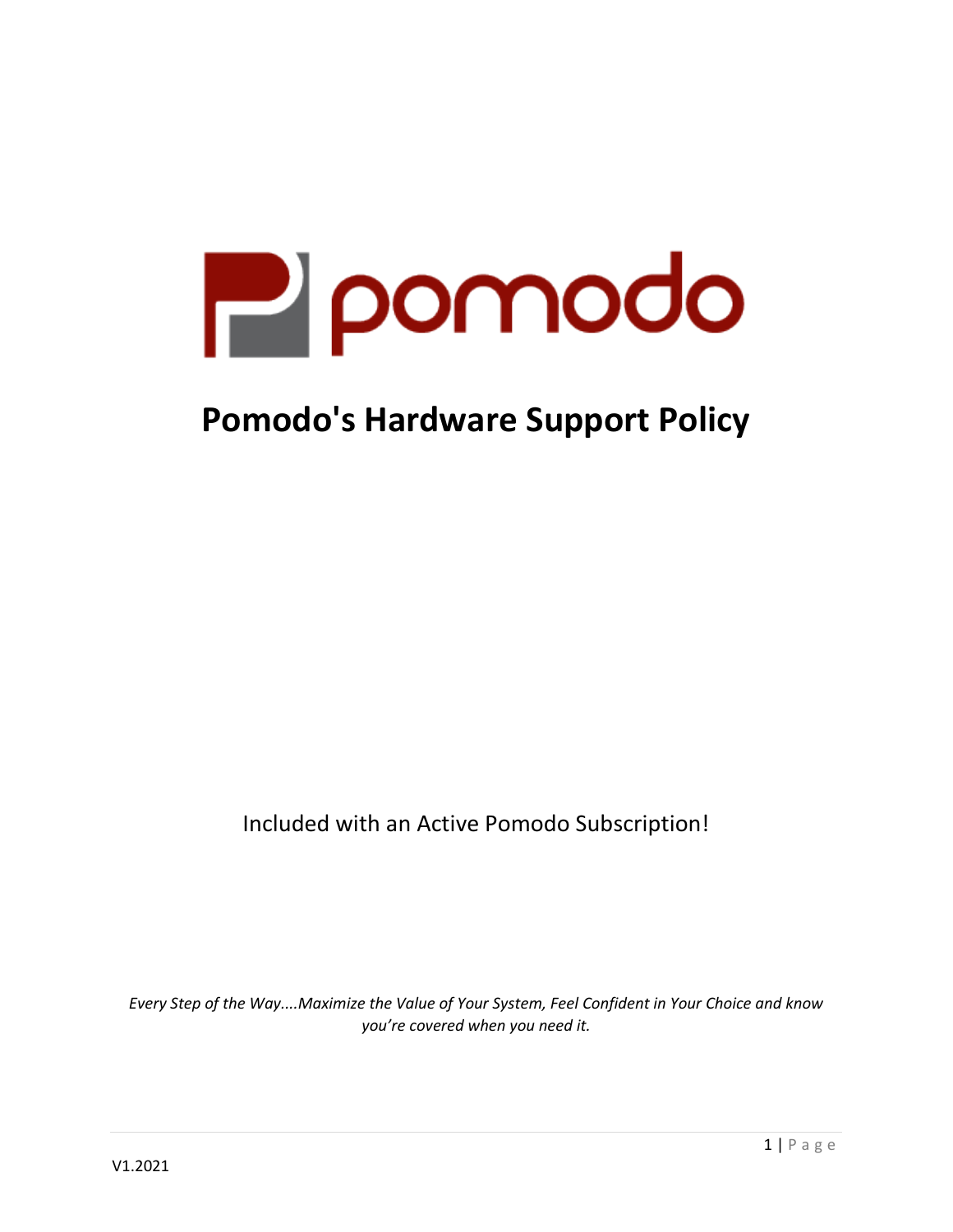# Pomodo's Hardware Support Policy

Included with an Active Pomodo Subscription!

*Every Step of the Way....Maximize the Value of Your System, Feel Confident in Your Choice and know you're covered when you need it.*

V1.2021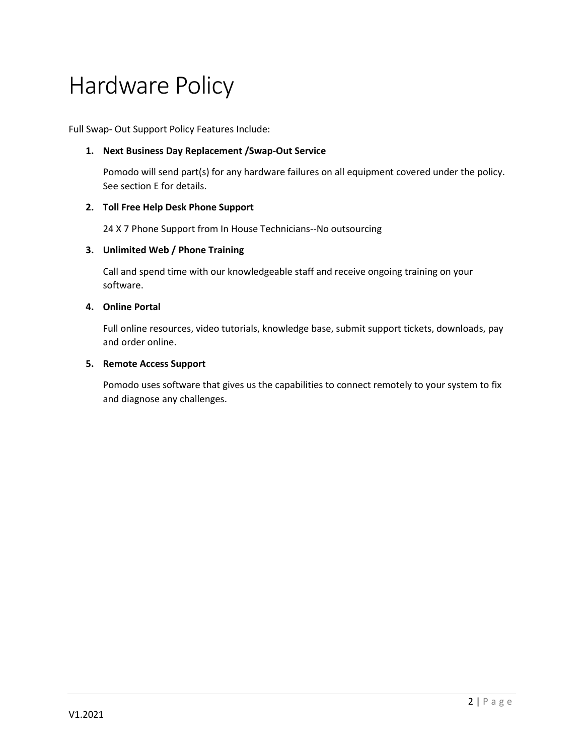# Hardware Policy

Full Swap- Out Support Policy Features Include:

1. **Next Business Day Replacement /Swap-Out Service**

   Pomodo will send part(s) for any hardware failures on all equipment covered under the policy. See section E for details.

2. **Toll Free Help Desk Phone Support**

   24 X 7 Phone Support from In House Technicians--No outsourcing

3. **Unlimited Web / Phone Training**

   Call and spend time with our knowledgeable staff and receive ongoing training on your software.

4. **Online Portal**

   Full online resources, video tutorials, knowledge base, submit support tickets, downloads, pay and order online.

5. **Remote Access Support**

   Pomodo uses software that gives us the capabilities to connect remotely to your system to fix and diagnose any challenges.

V1.2021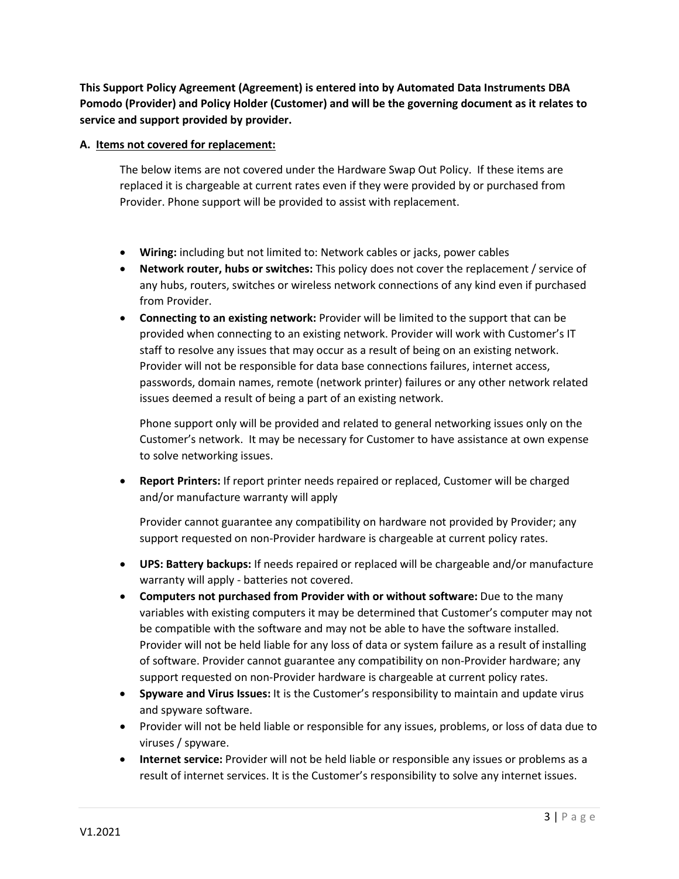**This Support Policy Agreement (Agreement) is entered into by Automated Data Instruments DBA Pomodo (Provider) and Policy Holder (Customer) and will be the governing document as it relates to service and support provided by provider.**

**A. <u>Items not covered for replacement:</u>**

The below items are not covered under the Hardware Swap Out Policy. If these items are replaced it is chargeable at current rates even if they were provided by or purchased from Provider. Phone support will be provided to assist with replacement.

- **Wiring:** including but not limited to: Network cables or jacks, power cables
- **Network router, hubs or switches:** This policy does not cover the replacement / service of any hubs, routers, switches or wireless network connections of any kind even if purchased from Provider.
- **Connecting to an existing network:** Provider will be limited to the support that can be provided when connecting to an existing network. Provider will work with Customer's IT staff to resolve any issues that may occur as a result of being on an existing network. Provider will not be responsible for data base connections failures, internet access, passwords, domain names, remote (network printer) failures or any other network related issues deemed a result of being a part of an existing network.

  Phone support only will be provided and related to general networking issues only on the Customer's network. It may be necessary for Customer to have assistance at own expense to solve networking issues.

- **Report Printers:** If report printer needs repaired or replaced, Customer will be charged and/or manufacture warranty will apply

  Provider cannot guarantee any compatibility on hardware not provided by Provider; any support requested on non-Provider hardware is chargeable at current policy rates.

- **UPS: Battery backups:** If needs repaired or replaced will be chargeable and/or manufacture warranty will apply - batteries not covered.
- **Computers not purchased from Provider with or without software:** Due to the many variables with existing computers it may be determined that Customer's computer may not be compatible with the software and may not be able to have the software installed. Provider will not be held liable for any loss of data or system failure as a result of installing of software. Provider cannot guarantee any compatibility on non-Provider hardware; any support requested on non-Provider hardware is chargeable at current policy rates.
- **Spyware and Virus Issues:** It is the Customer's responsibility to maintain and update virus and spyware software.
- Provider will not be held liable or responsible for any issues, problems, or loss of data due to viruses / spyware.
- **Internet service:** Provider will not be held liable or responsible any issues or problems as a result of internet services. It is the Customer's responsibility to solve any internet issues.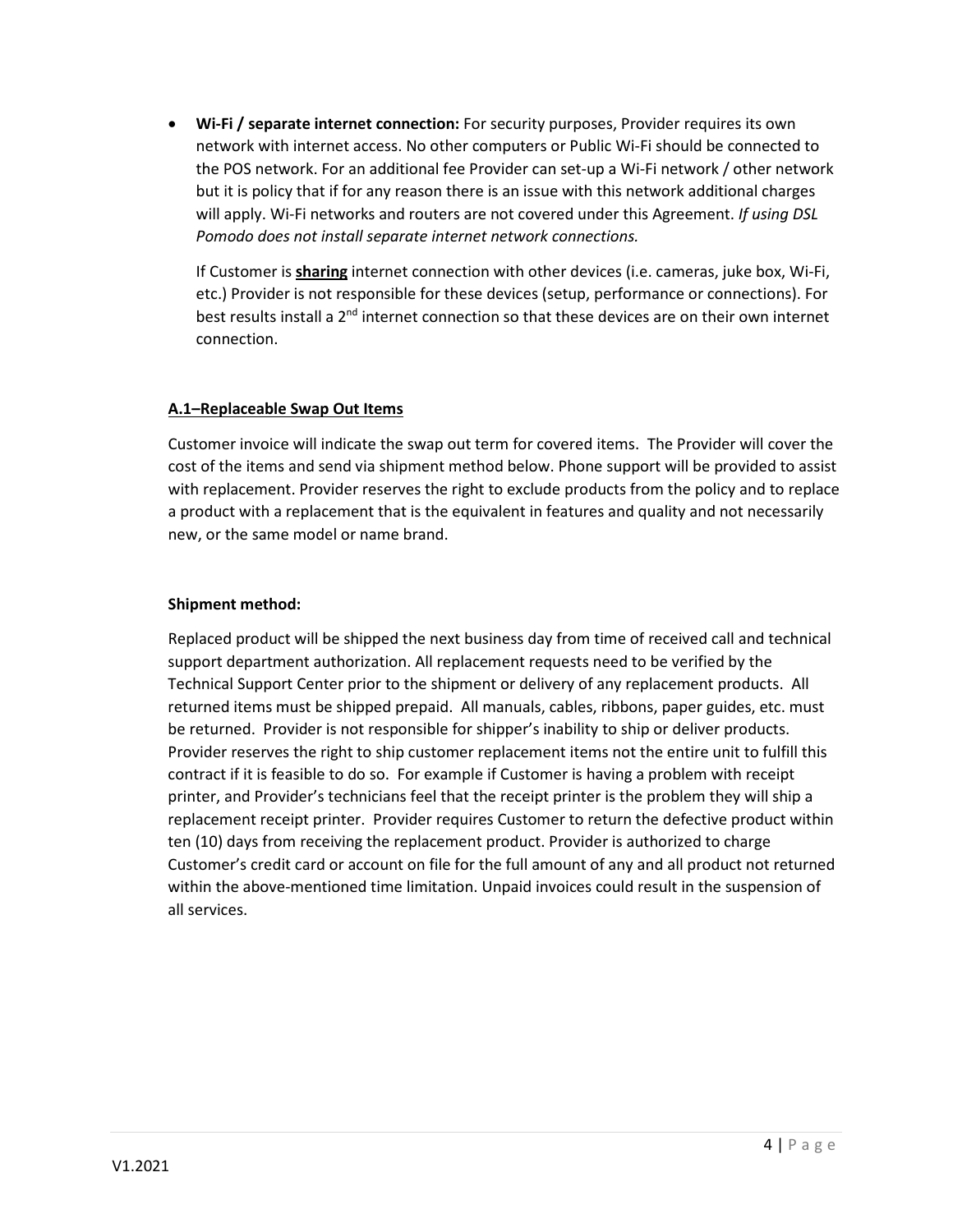- **Wi-Fi / separate internet connection:** For security purposes, Provider requires its own network with internet access. No other computers or Public Wi-Fi should be connected to the POS network. For an additional fee Provider can set-up a Wi-Fi network / other network but it is policy that if for any reason there is an issue with this network additional charges will apply. Wi-Fi networks and routers are not covered under this Agreement. *If using DSL Pomodo does not install separate internet network connections.*

  If Customer is **sharing** internet connection with other devices (i.e. cameras, juke box, Wi-Fi, etc.) Provider is not responsible for these devices (setup, performance or connections). For best results install a 2nd internet connection so that these devices are on their own internet connection.

## A.1–Replaceable Swap Out Items

Customer invoice will indicate the swap out term for covered items. The Provider will cover the cost of the items and send via shipment method below. Phone support will be provided to assist with replacement. Provider reserves the right to exclude products from the policy and to replace a product with a replacement that is the equivalent in features and quality and not necessarily new, or the same model or name brand.

### Shipment method:

Replaced product will be shipped the next business day from time of received call and technical support department authorization. All replacement requests need to be verified by the Technical Support Center prior to the shipment or delivery of any replacement products. All returned items must be shipped prepaid. All manuals, cables, ribbons, paper guides, etc. must be returned. Provider is not responsible for shipper's inability to ship or deliver products. Provider reserves the right to ship customer replacement items not the entire unit to fulfill this contract if it is feasible to do so. For example if Customer is having a problem with receipt printer, and Provider's technicians feel that the receipt printer is the problem they will ship a replacement receipt printer. Provider requires Customer to return the defective product within ten (10) days from receiving the replacement product. Provider is authorized to charge Customer's credit card or account on file for the full amount of any and all product not returned within the above-mentioned time limitation. Unpaid invoices could result in the suspension of all services.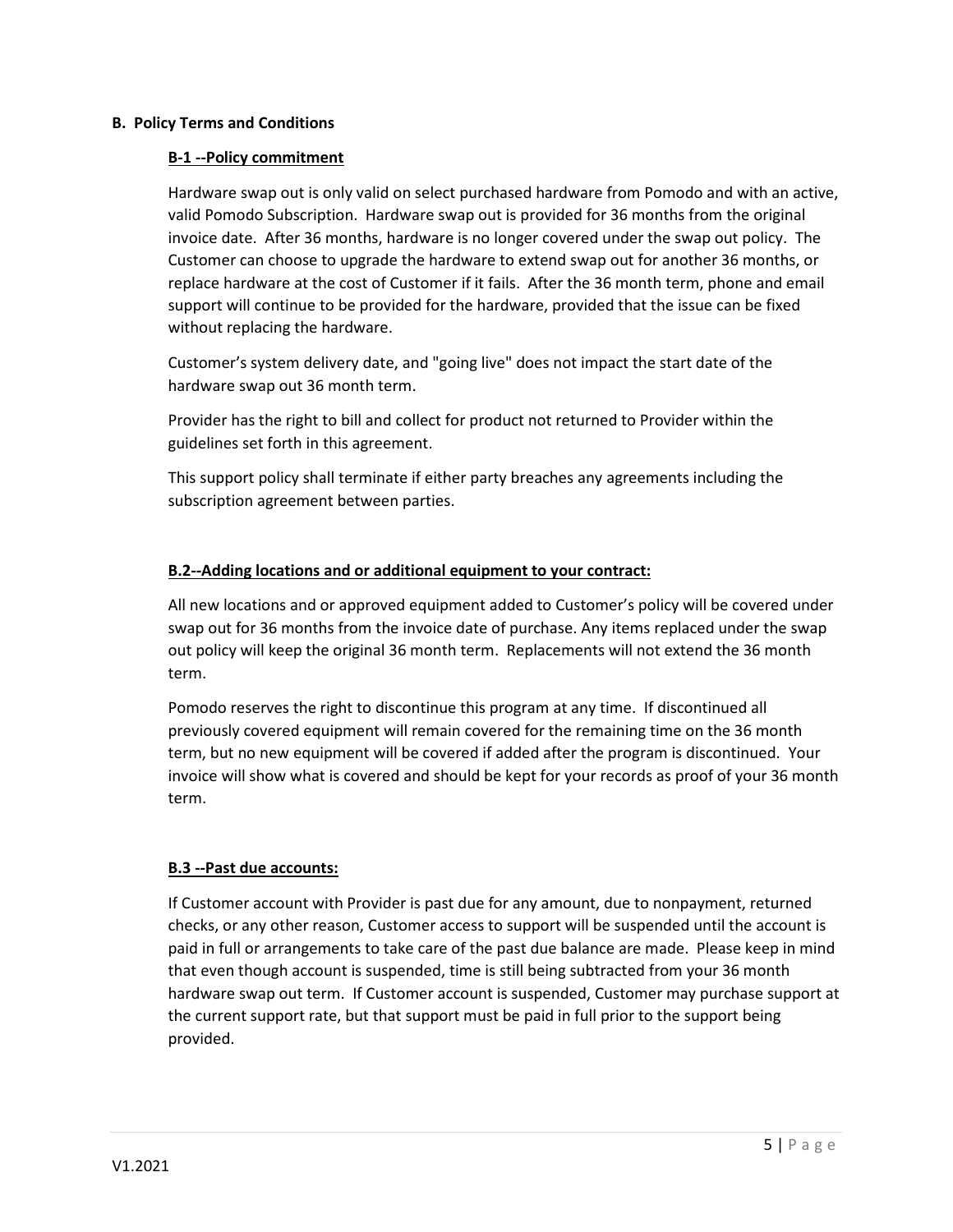## B. Policy Terms and Conditions

### B-1 --Policy commitment

Hardware swap out is only valid on select purchased hardware from Pomodo and with an active, valid Pomodo Subscription. Hardware swap out is provided for 36 months from the original invoice date. After 36 months, hardware is no longer covered under the swap out policy. The Customer can choose to upgrade the hardware to extend swap out for another 36 months, or replace hardware at the cost of Customer if it fails. After the 36 month term, phone and email support will continue to be provided for the hardware, provided that the issue can be fixed without replacing the hardware.

Customer's system delivery date, and "going live" does not impact the start date of the hardware swap out 36 month term.

Provider has the right to bill and collect for product not returned to Provider within the guidelines set forth in this agreement.

This support policy shall terminate if either party breaches any agreements including the subscription agreement between parties.

### B.2--Adding locations and or additional equipment to your contract:

All new locations and or approved equipment added to Customer's policy will be covered under swap out for 36 months from the invoice date of purchase. Any items replaced under the swap out policy will keep the original 36 month term. Replacements will not extend the 36 month term.

Pomodo reserves the right to discontinue this program at any time. If discontinued all previously covered equipment will remain covered for the remaining time on the 36 month term, but no new equipment will be covered if added after the program is discontinued. Your invoice will show what is covered and should be kept for your records as proof of your 36 month term.

### B.3 --Past due accounts:

If Customer account with Provider is past due for any amount, due to nonpayment, returned checks, or any other reason, Customer access to support will be suspended until the account is paid in full or arrangements to take care of the past due balance are made. Please keep in mind that even though account is suspended, time is still being subtracted from your 36 month hardware swap out term. If Customer account is suspended, Customer may purchase support at the current support rate, but that support must be paid in full prior to the support being provided.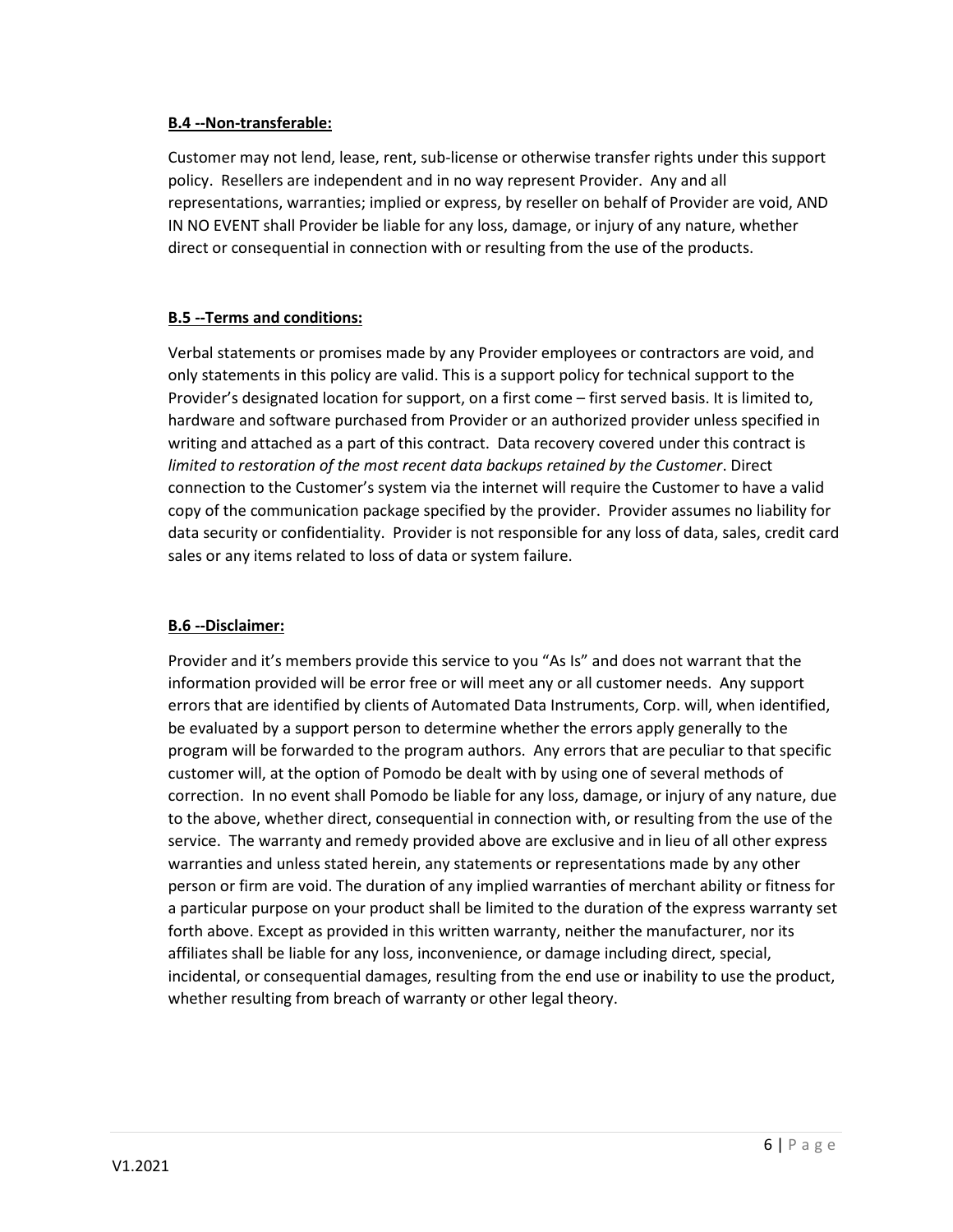**B.4 --Non-transferable:**

Customer may not lend, lease, rent, sub-license or otherwise transfer rights under this support policy. Resellers are independent and in no way represent Provider. Any and all representations, warranties; implied or express, by reseller on behalf of Provider are void, AND IN NO EVENT shall Provider be liable for any loss, damage, or injury of any nature, whether direct or consequential in connection with or resulting from the use of the products.

**B.5 --Terms and conditions:**

Verbal statements or promises made by any Provider employees or contractors are void, and only statements in this policy are valid. This is a support policy for technical support to the Provider's designated location for support, on a first come – first served basis. It is limited to, hardware and software purchased from Provider or an authorized provider unless specified in writing and attached as a part of this contract. Data recovery covered under this contract is *limited to restoration of the most recent data backups retained by the Customer*. Direct connection to the Customer's system via the internet will require the Customer to have a valid copy of the communication package specified by the provider. Provider assumes no liability for data security or confidentiality. Provider is not responsible for any loss of data, sales, credit card sales or any items related to loss of data or system failure.

**B.6 --Disclaimer:**

Provider and it's members provide this service to you "As Is" and does not warrant that the information provided will be error free or will meet any or all customer needs. Any support errors that are identified by clients of Automated Data Instruments, Corp. will, when identified, be evaluated by a support person to determine whether the errors apply generally to the program will be forwarded to the program authors. Any errors that are peculiar to that specific customer will, at the option of Pomodo be dealt with by using one of several methods of correction. In no event shall Pomodo be liable for any loss, damage, or injury of any nature, due to the above, whether direct, consequential in connection with, or resulting from the use of the service. The warranty and remedy provided above are exclusive and in lieu of all other express warranties and unless stated herein, any statements or representations made by any other person or firm are void. The duration of any implied warranties of merchant ability or fitness for a particular purpose on your product shall be limited to the duration of the express warranty set forth above. Except as provided in this written warranty, neither the manufacturer, nor its affiliates shall be liable for any loss, inconvenience, or damage including direct, special, incidental, or consequential damages, resulting from the end use or inability to use the product, whether resulting from breach of warranty or other legal theory.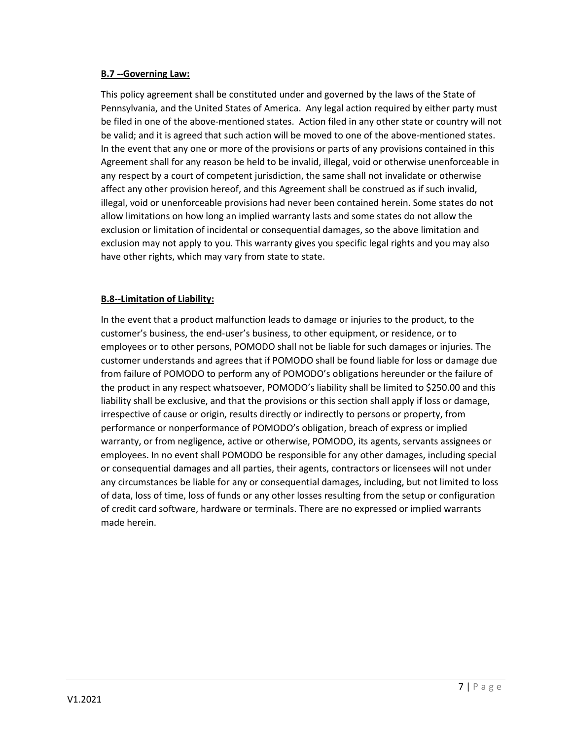**B.7 --Governing Law:**

This policy agreement shall be constituted under and governed by the laws of the State of Pennsylvania, and the United States of America. Any legal action required by either party must be filed in one of the above-mentioned states. Action filed in any other state or country will not be valid; and it is agreed that such action will be moved to one of the above-mentioned states. In the event that any one or more of the provisions or parts of any provisions contained in this Agreement shall for any reason be held to be invalid, illegal, void or otherwise unenforceable in any respect by a court of competent jurisdiction, the same shall not invalidate or otherwise affect any other provision hereof, and this Agreement shall be construed as if such invalid, illegal, void or unenforceable provisions had never been contained herein. Some states do not allow limitations on how long an implied warranty lasts and some states do not allow the exclusion or limitation of incidental or consequential damages, so the above limitation and exclusion may not apply to you. This warranty gives you specific legal rights and you may also have other rights, which may vary from state to state.

**B.8--Limitation of Liability:**

In the event that a product malfunction leads to damage or injuries to the product, to the customer's business, the end-user's business, to other equipment, or residence, or to employees or to other persons, POMODO shall not be liable for such damages or injuries. The customer understands and agrees that if POMODO shall be found liable for loss or damage due from failure of POMODO to perform any of POMODO's obligations hereunder or the failure of the product in any respect whatsoever, POMODO's liability shall be limited to $250.00 and this liability shall be exclusive, and that the provisions or this section shall apply if loss or damage, irrespective of cause or origin, results directly or indirectly to persons or property, from performance or nonperformance of POMODO's obligation, breach of express or implied warranty, or from negligence, active or otherwise, POMODO, its agents, servants assignees or employees. In no event shall POMODO be responsible for any other damages, including special or consequential damages and all parties, their agents, contractors or licensees will not under any circumstances be liable for any or consequential damages, including, but not limited to loss of data, loss of time, loss of funds or any other losses resulting from the setup or configuration of credit card software, hardware or terminals. There are no expressed or implied warrants made herein.